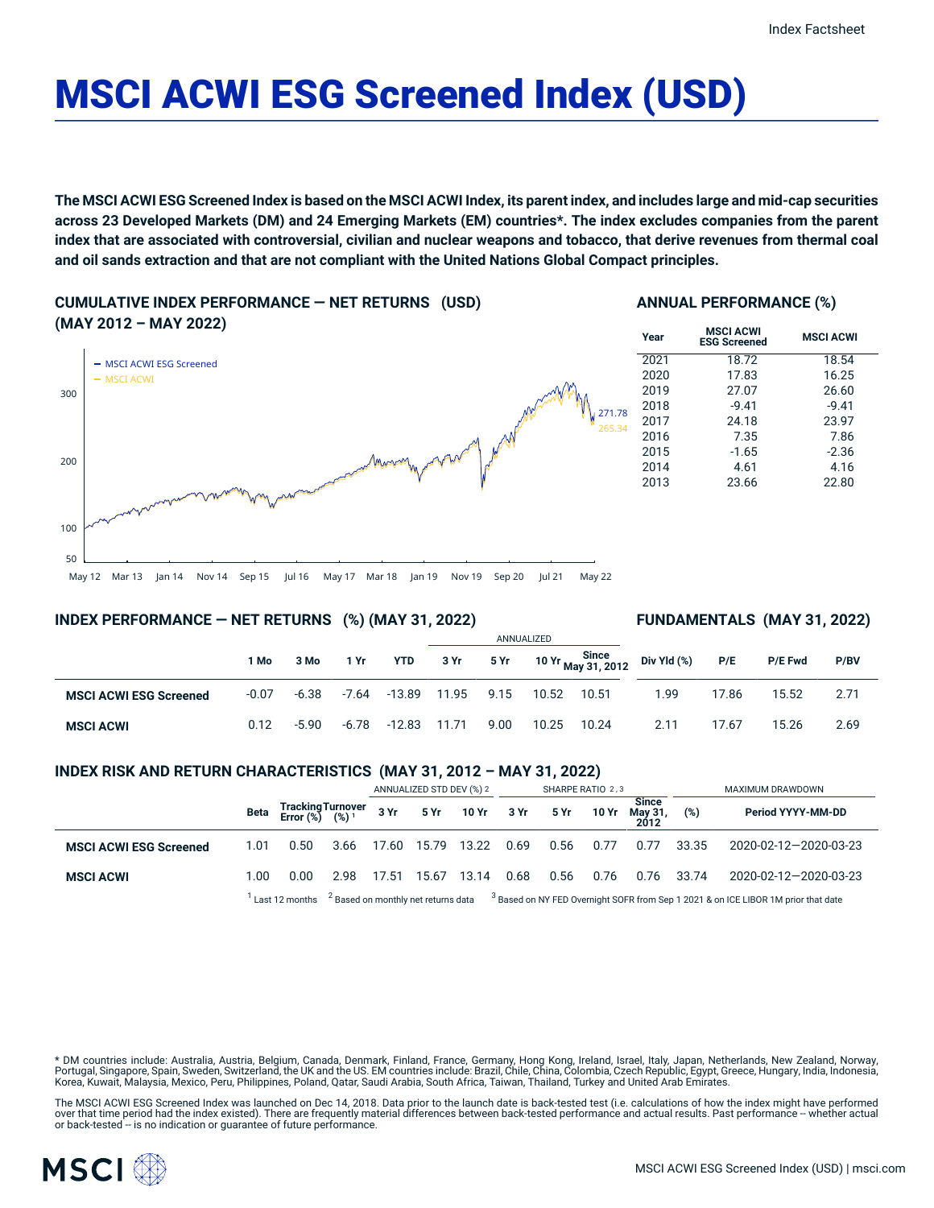# MSCI ACWI ESG Screened Index (USD)

**The MSCI ACWI ESG Screened Index is based on the MSCI ACWI Index, its parent index, and includes large and mid-cap securities across 23 Developed Markets (DM) and 24 Emerging Markets (EM) countries\*. The index excludes companies from the parent index that are associated with controversial, civilian and nuclear weapons and tobacco, that derive revenues from thermal coal and oil sands extraction and that are not compliant with the United Nations Global Compact principles.**

## CUMULATIVE INDEX PERFORMANCE — NET RETURNS (USD) (MAY 2012 – MAY 2022)

MSCI ACWI ESG Screened
MSCI ACWI

300
200
100
50

271.78
265.34

May 12, Mar 13, Jan 14, Nov 14, Sep 15, Jul 16, May 17, Mar 18, Jan 19, Nov 19, Sep 20, Jul 21, May 22

## ANNUAL PERFORMANCE (%)

| Year | MSCI ACWI ESG Screened | MSCI ACWI |
|---|---|---|
| 2021 | 18.72 | 18.54 |
| 2020 | 17.83 | 16.25 |
| 2019 | 27.07 | 26.60 |
| 2018 | -9.41 | -9.41 |
| 2017 | 24.18 | 23.97 |
| 2016 | 7.35 | 7.86 |
| 2015 | -1.65 | -2.36 |
| 2014 | 4.61 | 4.16 |
| 2013 | 23.66 | 22.80 |

## INDEX PERFORMANCE — NET RETURNS (%) (MAY 31, 2022)

## FUNDAMENTALS (MAY 31, 2022)

| | | | | | ANNUALIZED | | | | | | | |
|---|---|---|---|---|---|---|---|---|---|---|---|---|
| | 1 Mo | 3 Mo | 1 Yr | YTD | 3 Yr | 5 Yr | 10 Yr | Since May 31, 2012 | Div Yld (%) | P/E | P/E Fwd | P/BV |
| **MSCI ACWI ESG Screened** | -0.07 | -6.38 | -7.64 | -13.89 | 11.95 | 9.15 | 10.52 | 10.51 | 1.99 | 17.86 | 15.52 | 2.71 |
| **MSCI ACWI** | 0.12 | -5.90 | -6.78 | -12.83 | 11.71 | 9.00 | 10.25 | 10.24 | 2.11 | 17.67 | 15.26 | 2.69 |

## INDEX RISK AND RETURN CHARACTERISTICS (MAY 31, 2012 – MAY 31, 2022)

| | | | | ANNUALIZED STD DEV (%) [2] | | | SHARPE RATIO [2,3] | | | | MAXIMUM DRAWDOWN | |
|---|---|---|---|---|---|---|---|---|---|---|---|---|
| | Beta | Tracking Error (%) | Turnover (%) [1] | 3 Yr | 5 Yr | 10 Yr | 3 Yr | 5 Yr | 10 Yr | Since May 31, 2012 | (%) | Period YYYY-MM-DD |
| **MSCI ACWI ESG Screened** | 1.01 | 0.50 | 3.66 | 17.60 | 15.79 | 13.22 | 0.69 | 0.56 | 0.77 | 0.77 | 33.35 | 2020-02-12—2020-03-23 |
| **MSCI ACWI** | 1.00 | 0.00 | 2.98 | 17.51 | 15.67 | 13.14 | 0.68 | 0.56 | 0.76 | 0.76 | 33.74 | 2020-02-12—2020-03-23 |

[1] Last 12 months [2] Based on monthly net returns data [3] Based on NY FED Overnight SOFR from Sep 1 2021 & on ICE LIBOR 1M prior that date

\* DM countries include: Australia, Austria, Belgium, Canada, Denmark, Finland, France, Germany, Hong Kong, Ireland, Israel, Italy, Japan, Netherlands, New Zealand, Norway, Portugal, Singapore, Spain, Sweden, Switzerland, the UK and the US. EM countries include: Brazil, Chile, China, Colombia, Czech Republic, Egypt, Greece, Hungary, India, Indonesia, Korea, Kuwait, Malaysia, Mexico, Peru, Philippines, Poland, Qatar, Saudi Arabia, South Africa, Taiwan, Thailand, Turkey and United Arab Emirates.

The MSCI ACWI ESG Screened Index was launched on Dec 14, 2018. Data prior to the launch date is back-tested test (i.e. calculations of how the index might have performed over that time period had the index existed). There are frequently material differences between back-tested performance and actual results. Past performance -- whether actual or back-tested -- is no indication or guarantee of future performance.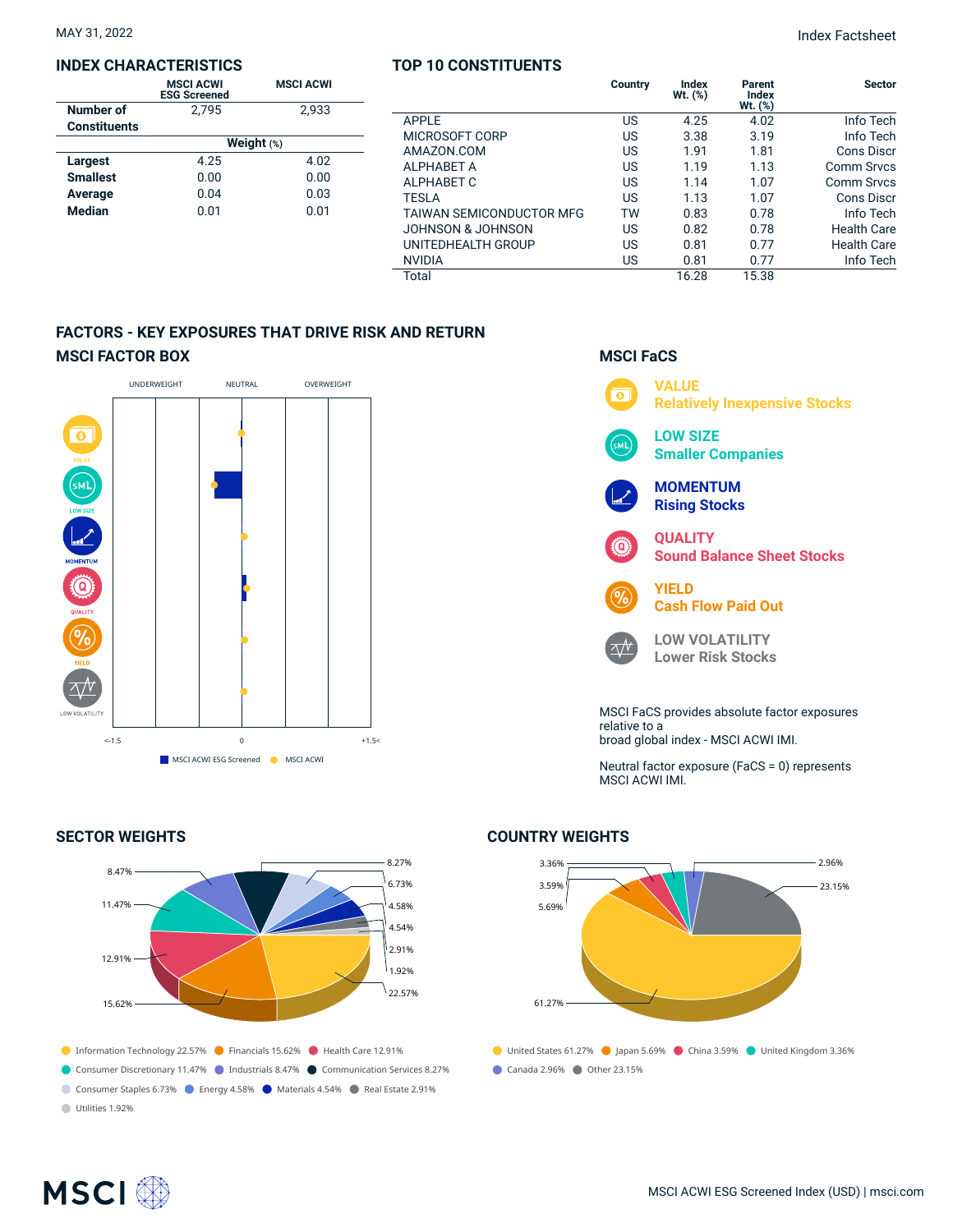MAY 31, 2022

Index Factsheet

## INDEX CHARACTERISTICS

| | MSCI ACWI ESG Screened | MSCI ACWI |
|---|---|---|
| Number of Constituents | 2,795 | 2,933 |
| | Weight (%) | |
| Largest | 4.25 | 4.02 |
| Smallest | 0.00 | 0.00 |
| Average | 0.04 | 0.03 |
| Median | 0.01 | 0.01 |

## TOP 10 CONSTITUENTS

| | Country | Index Wt. (%) | Parent Index Wt. (%) | Sector |
|---|---|---|---|---|
| APPLE | US | 4.25 | 4.02 | Info Tech |
| MICROSOFT CORP | US | 3.38 | 3.19 | Info Tech |
| AMAZON.COM | US | 1.91 | 1.81 | Cons Discr |
| ALPHABET A | US | 1.19 | 1.13 | Comm Srvcs |
| ALPHABET C | US | 1.14 | 1.07 | Comm Srvcs |
| TESLA | US | 1.13 | 1.07 | Cons Discr |
| TAIWAN SEMICONDUCTOR MFG | TW | 0.83 | 0.78 | Info Tech |
| JOHNSON & JOHNSON | US | 0.82 | 0.78 | Health Care |
| UNITEDHEALTH GROUP | US | 0.81 | 0.77 | Health Care |
| NVIDIA | US | 0.81 | 0.77 | Info Tech |
| Total | | 16.28 | 15.38 | |

## FACTORS - KEY EXPOSURES THAT DRIVE RISK AND RETURN

### MSCI FACTOR BOX

UNDERWEIGHT NEUTRAL OVERWEIGHT

VALUE

LOW SIZE

MOMENTUM

QUALITY

YIELD

LOW VOLATILITY

<-1.5 0 +1.5<

MSCI ACWI ESG Screened MSCI ACWI

### MSCI FaCS

**VALUE**
Relatively Inexpensive Stocks

**LOW SIZE**
Smaller Companies

**MOMENTUM**
Rising Stocks

**QUALITY**
Sound Balance Sheet Stocks

**YIELD**
Cash Flow Paid Out

**LOW VOLATILITY**
Lower Risk Stocks

MSCI FaCS provides absolute factor exposures relative to a broad global index - MSCI ACWI IMI.

Neutral factor exposure (FaCS = 0) represents MSCI ACWI IMI.

## SECTOR WEIGHTS

8.47% 11.47% 12.91% 15.62% 8.27% 6.73% 4.58% 4.54% 2.91% 1.92% 22.57%

Information Technology 22.57% Financials 15.62% Health Care 12.91% Consumer Discretionary 11.47% Industrials 8.47% Communication Services 8.27% Consumer Staples 6.73% Energy 4.58% Materials 4.54% Real Estate 2.91% Utilities 1.92%

## COUNTRY WEIGHTS

3.36% 3.59% 5.69% 61.27% 2.96% 23.15%

United States 61.27% Japan 5.69% China 3.59% United Kingdom 3.36% Canada 2.96% Other 23.15%

MSCI ACWI ESG Screened Index (USD) | msci.com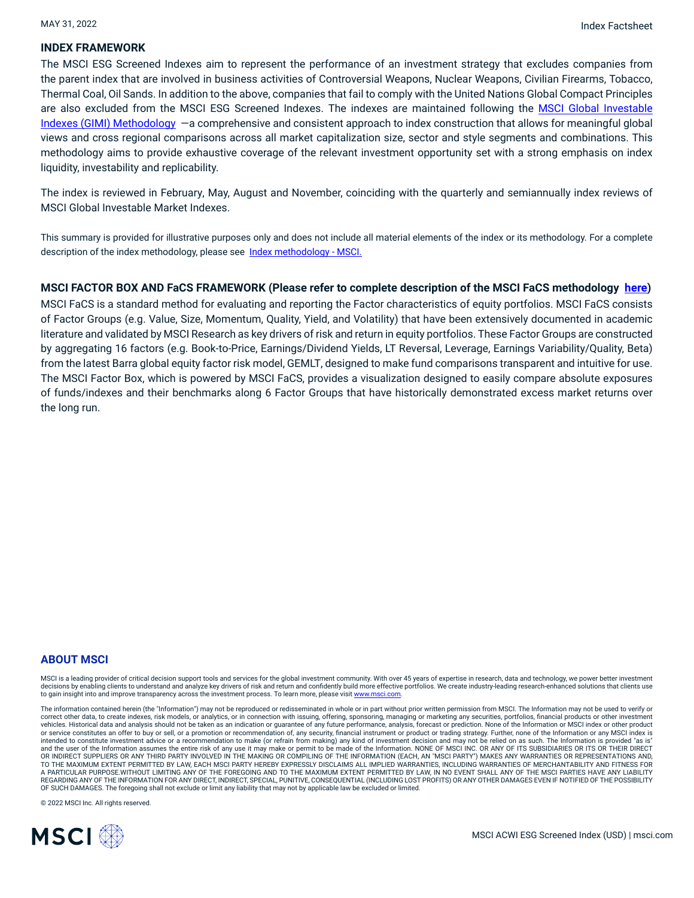## INDEX FRAMEWORK

The MSCI ESG Screened Indexes aim to represent the performance of an investment strategy that excludes companies from the parent index that are involved in business activities of Controversial Weapons, Nuclear Weapons, Civilian Firearms, Tobacco, Thermal Coal, Oil Sands. In addition to the above, companies that fail to comply with the United Nations Global Compact Principles are also excluded from the MSCI ESG Screened Indexes. The indexes are maintained following the MSCI Global Investable Indexes (GIMI) Methodology —a comprehensive and consistent approach to index construction that allows for meaningful global views and cross regional comparisons across all market capitalization size, sector and style segments and combinations. This methodology aims to provide exhaustive coverage of the relevant investment opportunity set with a strong emphasis on index liquidity, investability and replicability.

The index is reviewed in February, May, August and November, coinciding with the quarterly and semiannually index reviews of MSCI Global Investable Market Indexes.

This summary is provided for illustrative purposes only and does not include all material elements of the index or its methodology. For a complete description of the index methodology, please see Index methodology - MSCI.

## MSCI FACTOR BOX AND FaCS FRAMEWORK (Please refer to complete description of the MSCI FaCS methodology here)

MSCI FaCS is a standard method for evaluating and reporting the Factor characteristics of equity portfolios. MSCI FaCS consists of Factor Groups (e.g. Value, Size, Momentum, Quality, Yield, and Volatility) that have been extensively documented in academic literature and validated by MSCI Research as key drivers of risk and return in equity portfolios. These Factor Groups are constructed by aggregating 16 factors (e.g. Book-to-Price, Earnings/Dividend Yields, LT Reversal, Leverage, Earnings Variability/Quality, Beta) from the latest Barra global equity factor risk model, GEMLT, designed to make fund comparisons transparent and intuitive for use. The MSCI Factor Box, which is powered by MSCI FaCS, provides a visualization designed to easily compare absolute exposures of funds/indexes and their benchmarks along 6 Factor Groups that have historically demonstrated excess market returns over the long run.

## ABOUT MSCI

MSCI is a leading provider of critical decision support tools and services for the global investment community. With over 45 years of expertise in research, data and technology, we power better investment decisions by enabling clients to understand and analyze key drivers of risk and return and confidently build more effective portfolios. We create industry-leading research-enhanced solutions that clients use to gain insight into and improve transparency across the investment process. To learn more, please visit www.msci.com.

The information contained herein (the "Information") may not be reproduced or redisseminated in whole or in part without prior written permission from MSCI. The Information may not be used to verify or correct other data, to create indexes, risk models, or analytics, or in connection with issuing, offering, sponsoring, managing or marketing any securities, portfolios, financial products or other investment vehicles. Historical data and analysis should not be taken as an indication or guarantee of any future performance, analysis, forecast or prediction. None of the Information or MSCI index or other product or service constitutes an offer to buy or sell, or a promotion or recommendation of, any security, financial instrument or product or trading strategy. Further, none of the Information or any MSCI index is intended to constitute investment advice or a recommendation to make (or refrain from making) any kind of investment decision and may not be relied on as such. The Information is provided "as is" and the user of the Information assumes the entire risk of any use it may make or permit to be made of the Information. NONE OF MSCI INC. OR ANY OF ITS SUBSIDIARIES OR ITS OR THEIR DIRECT OR INDIRECT SUPPLIERS OR ANY THIRD PARTY INVOLVED IN THE MAKING OR COMPILING OF THE INFORMATION (EACH, AN "MSCI PARTY") MAKES ANY WARRANTIES OR REPRESENTATIONS AND, TO THE MAXIMUM EXTENT PERMITTED BY LAW, EACH MSCI PARTY HEREBY EXPRESSLY DISCLAIMS ALL IMPLIED WARRANTIES, INCLUDING WARRANTIES OF MERCHANTABILITY AND FITNESS FOR A PARTICULAR PURPOSE.WITHOUT LIMITING ANY OF THE FOREGOING AND TO THE MAXIMUM EXTENT PERMITTED BY LAW, IN NO EVENT SHALL ANY OF THE MSCI PARTIES HAVE ANY LIABILITY REGARDING ANY OF THE INFORMATION FOR ANY DIRECT, INDIRECT, SPECIAL, PUNITIVE, CONSEQUENTIAL (INCLUDING LOST PROFITS) OR ANY OTHER DAMAGES EVEN IF NOTIFIED OF THE POSSIBILITY OF SUCH DAMAGES. The foregoing shall not exclude or limit any liability that may not by applicable law be excluded or limited.

© 2022 MSCI Inc. All rights reserved.